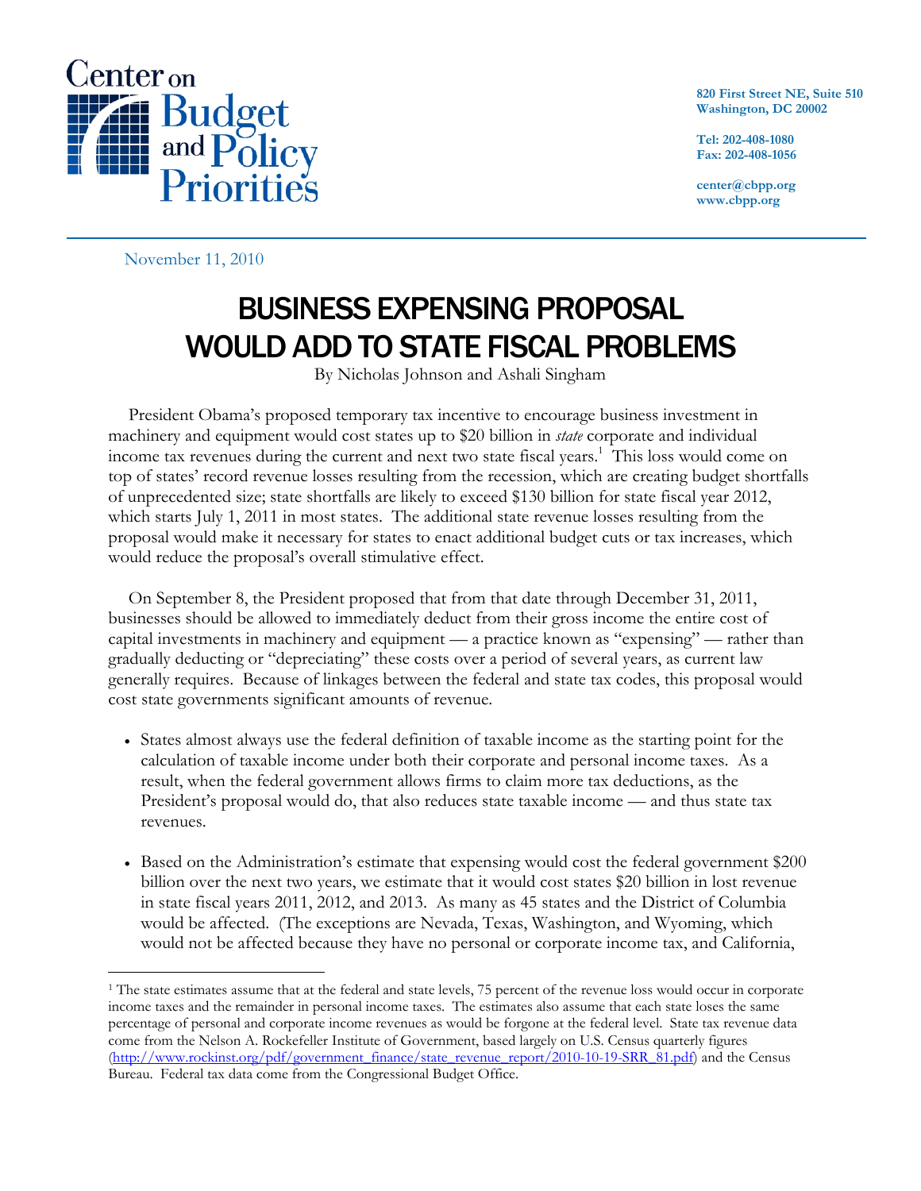Center on Budget and Policy Priorities

820 First Street NE, Suite 510
Washington, DC 20002

Tel: 202-408-1080
Fax: 202-408-1056

center@cbpp.org
www.cbpp.org

November 11, 2010

# BUSINESS EXPENSING PROPOSAL WOULD ADD TO STATE FISCAL PROBLEMS

By Nicholas Johnson and Ashali Singham

President Obama's proposed temporary tax incentive to encourage business investment in machinery and equipment would cost states up to $20 billion in *state* corporate and individual income tax revenues during the current and next two state fiscal years.[1] This loss would come on top of states' record revenue losses resulting from the recession, which are creating budget shortfalls of unprecedented size; state shortfalls are likely to exceed $130 billion for state fiscal year 2012, which starts July 1, 2011 in most states. The additional state revenue losses resulting from the proposal would make it necessary for states to enact additional budget cuts or tax increases, which would reduce the proposal's overall stimulative effect.

On September 8, the President proposed that from that date through December 31, 2011, businesses should be allowed to immediately deduct from their gross income the entire cost of capital investments in machinery and equipment — a practice known as "expensing" — rather than gradually deducting or "depreciating" these costs over a period of several years, as current law generally requires. Because of linkages between the federal and state tax codes, this proposal would cost state governments significant amounts of revenue.

- States almost always use the federal definition of taxable income as the starting point for the calculation of taxable income under both their corporate and personal income taxes. As a result, when the federal government allows firms to claim more tax deductions, as the President's proposal would do, that also reduces state taxable income — and thus state tax revenues.
- Based on the Administration's estimate that expensing would cost the federal government $200 billion over the next two years, we estimate that it would cost states $20 billion in lost revenue in state fiscal years 2011, 2012, and 2013. As many as 45 states and the District of Columbia would be affected. (The exceptions are Nevada, Texas, Washington, and Wyoming, which would not be affected because they have no personal or corporate income tax, and California,

[1] The state estimates assume that at the federal and state levels, 75 percent of the revenue loss would occur in corporate income taxes and the remainder in personal income taxes. The estimates also assume that each state loses the same percentage of personal and corporate income revenues as would be forgone at the federal level. State tax revenue data come from the Nelson A. Rockefeller Institute of Government, based largely on U.S. Census quarterly figures (http://www.rockinst.org/pdf/government_finance/state_revenue_report/2010-10-19-SRR_81.pdf) and the Census Bureau. Federal tax data come from the Congressional Budget Office.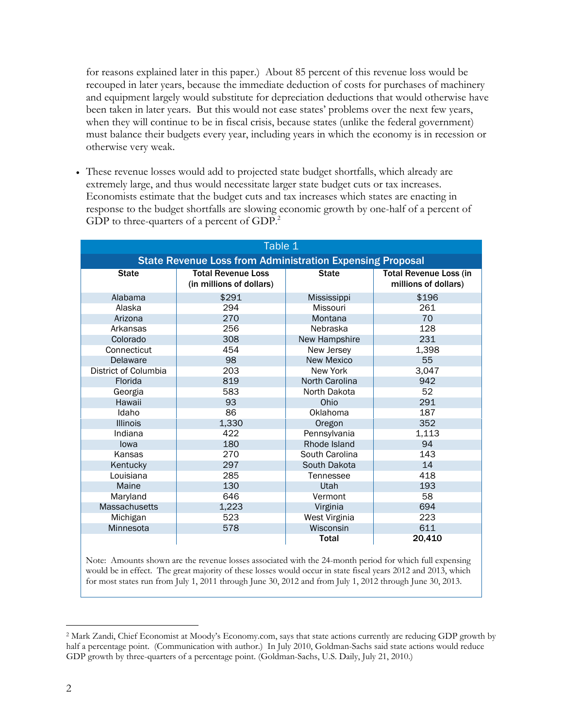for reasons explained later in this paper.) About 85 percent of this revenue loss would be recouped in later years, because the immediate deduction of costs for purchases of machinery and equipment largely would substitute for depreciation deductions that would otherwise have been taken in later years. But this would not ease states' problems over the next few years, when they will continue to be in fiscal crisis, because states (unlike the federal government) must balance their budgets every year, including years in which the economy is in recession or otherwise very weak.

- These revenue losses would add to projected state budget shortfalls, which already are extremely large, and thus would necessitate larger state budget cuts or tax increases. Economists estimate that the budget cuts and tax increases which states are enacting in response to the budget shortfalls are slowing economic growth by one-half of a percent of GDP to three-quarters of a percent of GDP.[2]

**Table 1**

**State Revenue Loss from Administration Expensing Proposal**

| State | Total Revenue Loss (in millions of dollars) | State | Total Revenue Loss (in millions of dollars) |
|---|---|---|---|
| Alabama | $291 | Mississippi | $196 |
| Alaska | 294 | Missouri | 261 |
| Arizona | 270 | Montana | 70 |
| Arkansas | 256 | Nebraska | 128 |
| Colorado | 308 | New Hampshire | 231 |
| Connecticut | 454 | New Jersey | 1,398 |
| Delaware | 98 | New Mexico | 55 |
| District of Columbia | 203 | New York | 3,047 |
| Florida | 819 | North Carolina | 942 |
| Georgia | 583 | North Dakota | 52 |
| Hawaii | 93 | Ohio | 291 |
| Idaho | 86 | Oklahoma | 187 |
| Illinois | 1,330 | Oregon | 352 |
| Indiana | 422 | Pennsylvania | 1,113 |
| Iowa | 180 | Rhode Island | 94 |
| Kansas | 270 | South Carolina | 143 |
| Kentucky | 297 | South Dakota | 14 |
| Louisiana | 285 | Tennessee | 418 |
| Maine | 130 | Utah | 193 |
| Maryland | 646 | Vermont | 58 |
| Massachusetts | 1,223 | Virginia | 694 |
| Michigan | 523 | West Virginia | 223 |
| Minnesota | 578 | Wisconsin | 611 |
| | | **Total** | **20,410** |

Note: Amounts shown are the revenue losses associated with the 24-month period for which full expensing would be in effect. The great majority of these losses would occur in state fiscal years 2012 and 2013, which for most states run from July 1, 2011 through June 30, 2012 and from July 1, 2012 through June 30, 2013.

---

[2] Mark Zandi, Chief Economist at Moody's Economy.com, says that state actions currently are reducing GDP growth by half a percentage point. (Communication with author.) In July 2010, Goldman-Sachs said state actions would reduce GDP growth by three-quarters of a percentage point. (Goldman-Sachs, U.S. Daily, July 21, 2010.)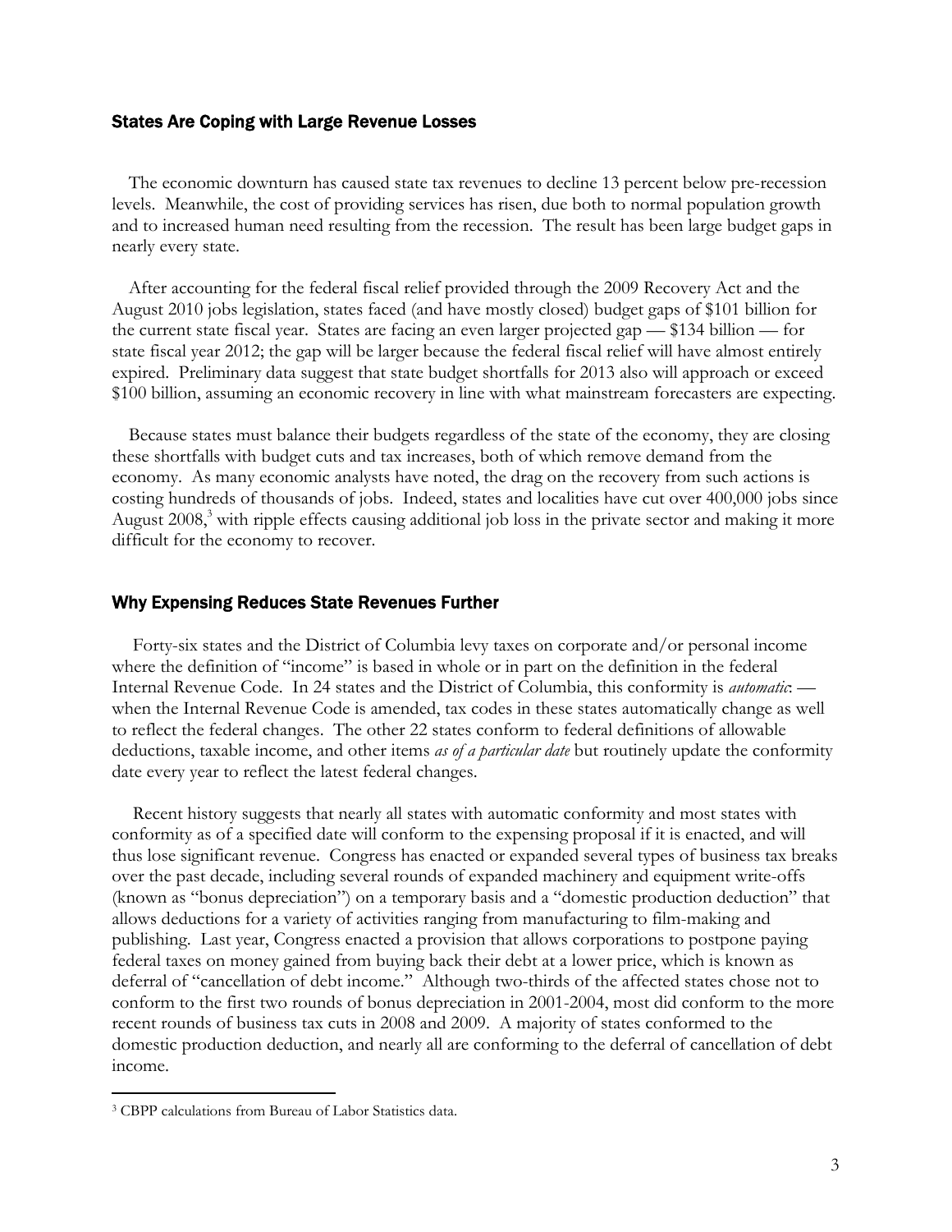## States Are Coping with Large Revenue Losses

The economic downturn has caused state tax revenues to decline 13 percent below pre-recession levels. Meanwhile, the cost of providing services has risen, due both to normal population growth and to increased human need resulting from the recession. The result has been large budget gaps in nearly every state.

After accounting for the federal fiscal relief provided through the 2009 Recovery Act and the August 2010 jobs legislation, states faced (and have mostly closed) budget gaps of $101 billion for the current state fiscal year. States are facing an even larger projected gap — $134 billion — for state fiscal year 2012; the gap will be larger because the federal fiscal relief will have almost entirely expired. Preliminary data suggest that state budget shortfalls for 2013 also will approach or exceed $100 billion, assuming an economic recovery in line with what mainstream forecasters are expecting.

Because states must balance their budgets regardless of the state of the economy, they are closing these shortfalls with budget cuts and tax increases, both of which remove demand from the economy. As many economic analysts have noted, the drag on the recovery from such actions is costing hundreds of thousands of jobs. Indeed, states and localities have cut over 400,000 jobs since August 2008,[3] with ripple effects causing additional job loss in the private sector and making it more difficult for the economy to recover.

## Why Expensing Reduces State Revenues Further

Forty-six states and the District of Columbia levy taxes on corporate and/or personal income where the definition of "income" is based in whole or in part on the definition in the federal Internal Revenue Code. In 24 states and the District of Columbia, this conformity is *automatic*: — when the Internal Revenue Code is amended, tax codes in these states automatically change as well to reflect the federal changes. The other 22 states conform to federal definitions of allowable deductions, taxable income, and other items *as of a particular date* but routinely update the conformity date every year to reflect the latest federal changes.

Recent history suggests that nearly all states with automatic conformity and most states with conformity as of a specified date will conform to the expensing proposal if it is enacted, and will thus lose significant revenue. Congress has enacted or expanded several types of business tax breaks over the past decade, including several rounds of expanded machinery and equipment write-offs (known as "bonus depreciation") on a temporary basis and a "domestic production deduction" that allows deductions for a variety of activities ranging from manufacturing to film-making and publishing. Last year, Congress enacted a provision that allows corporations to postpone paying federal taxes on money gained from buying back their debt at a lower price, which is known as deferral of "cancellation of debt income." Although two-thirds of the affected states chose not to conform to the first two rounds of bonus depreciation in 2001-2004, most did conform to the more recent rounds of business tax cuts in 2008 and 2009. A majority of states conformed to the domestic production deduction, and nearly all are conforming to the deferral of cancellation of debt income.

---

[3] CBPP calculations from Bureau of Labor Statistics data.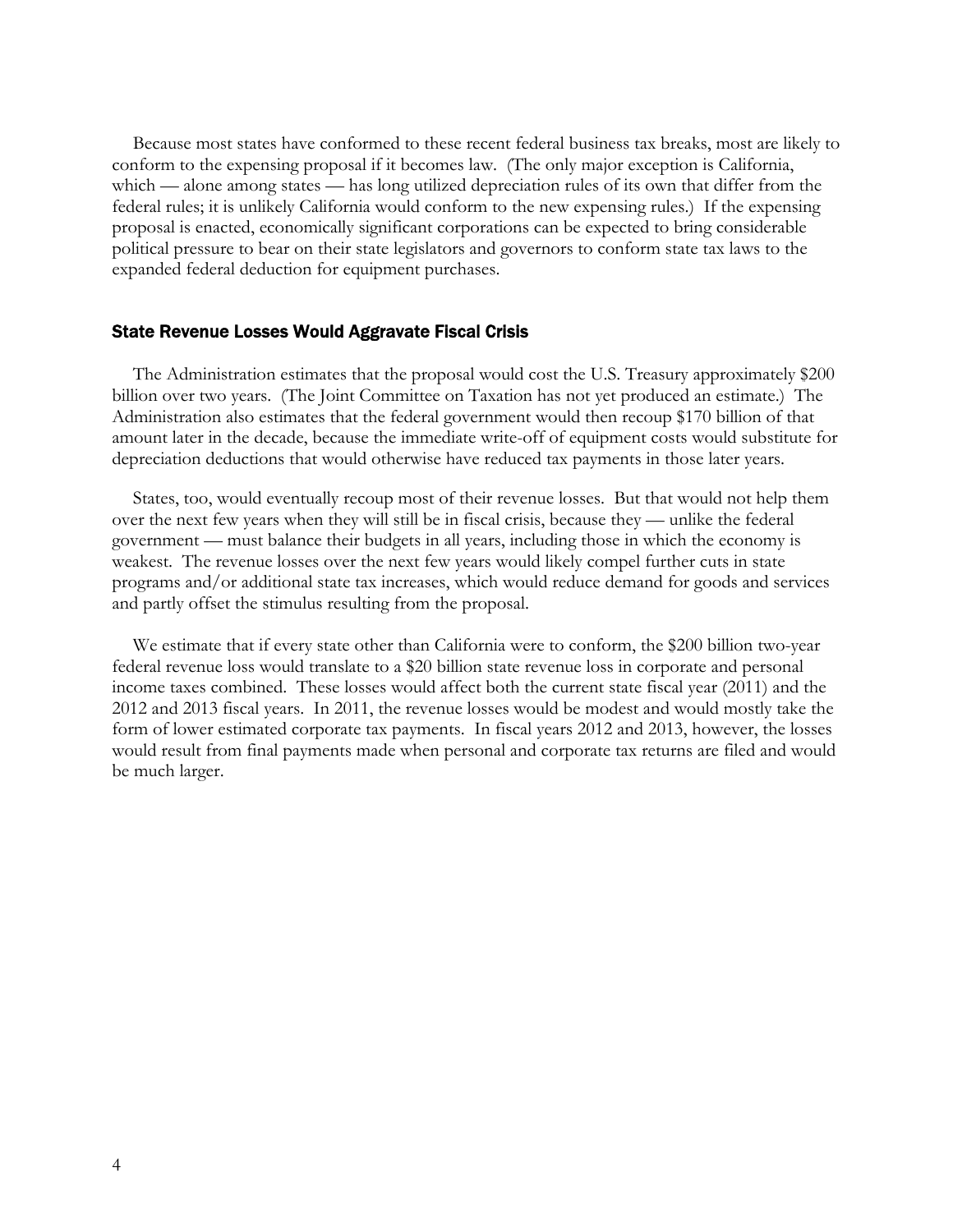Because most states have conformed to these recent federal business tax breaks, most are likely to conform to the expensing proposal if it becomes law. (The only major exception is California, which — alone among states — has long utilized depreciation rules of its own that differ from the federal rules; it is unlikely California would conform to the new expensing rules.) If the expensing proposal is enacted, economically significant corporations can be expected to bring considerable political pressure to bear on their state legislators and governors to conform state tax laws to the expanded federal deduction for equipment purchases.

## State Revenue Losses Would Aggravate Fiscal Crisis

The Administration estimates that the proposal would cost the U.S. Treasury approximately $200 billion over two years. (The Joint Committee on Taxation has not yet produced an estimate.) The Administration also estimates that the federal government would then recoup $170 billion of that amount later in the decade, because the immediate write-off of equipment costs would substitute for depreciation deductions that would otherwise have reduced tax payments in those later years.

States, too, would eventually recoup most of their revenue losses. But that would not help them over the next few years when they will still be in fiscal crisis, because they — unlike the federal government — must balance their budgets in all years, including those in which the economy is weakest. The revenue losses over the next few years would likely compel further cuts in state programs and/or additional state tax increases, which would reduce demand for goods and services and partly offset the stimulus resulting from the proposal.

We estimate that if every state other than California were to conform, the $200 billion two-year federal revenue loss would translate to a $20 billion state revenue loss in corporate and personal income taxes combined. These losses would affect both the current state fiscal year (2011) and the 2012 and 2013 fiscal years. In 2011, the revenue losses would be modest and would mostly take the form of lower estimated corporate tax payments. In fiscal years 2012 and 2013, however, the losses would result from final payments made when personal and corporate tax returns are filed and would be much larger.